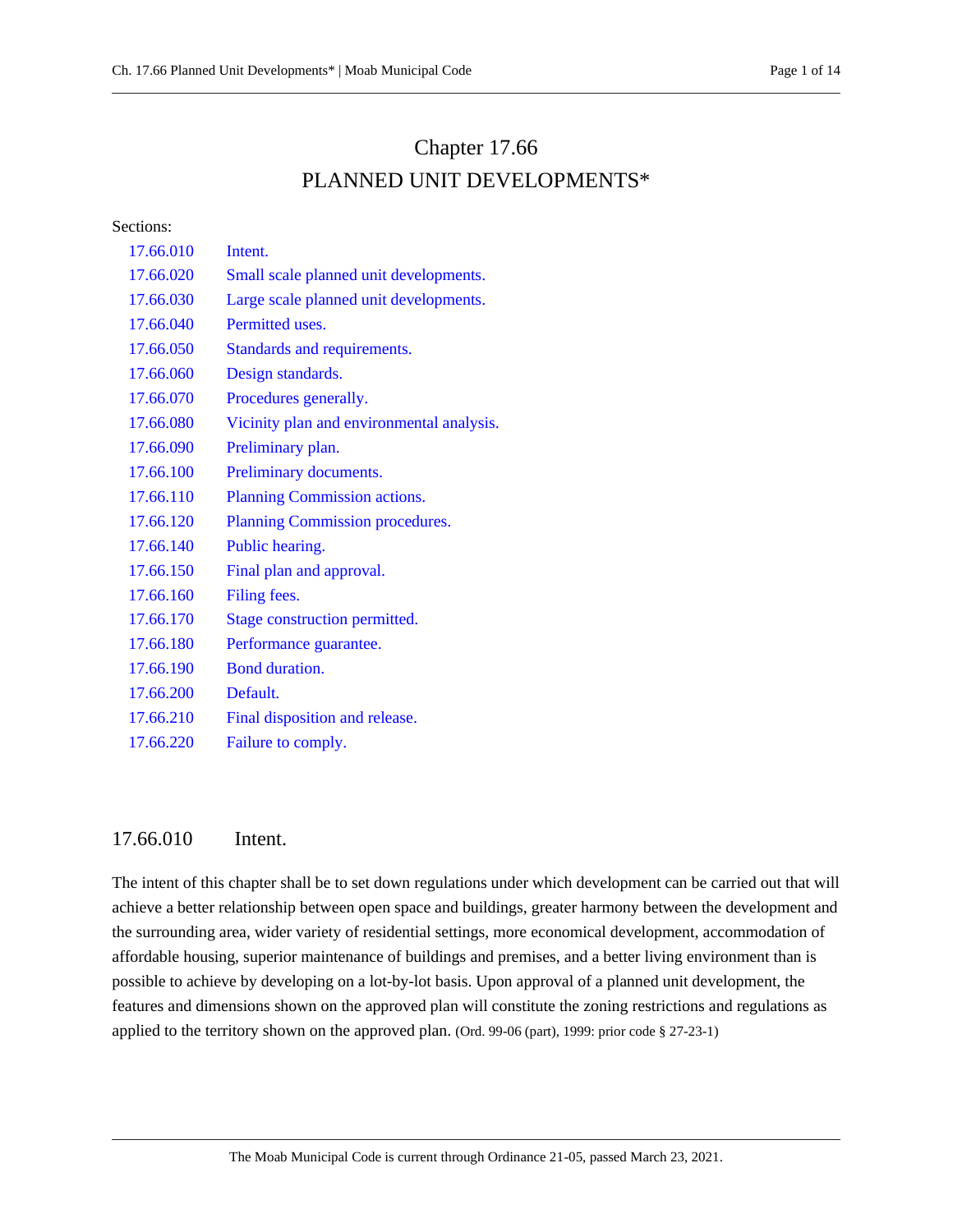# Chapter 17.66
# PLANNED UNIT DEVELOPMENTS*

Sections:

| | |
|---|---|
| 17.66.010 | Intent. |
| 17.66.020 | Small scale planned unit developments. |
| 17.66.030 | Large scale planned unit developments. |
| 17.66.040 | Permitted uses. |
| 17.66.050 | Standards and requirements. |
| 17.66.060 | Design standards. |
| 17.66.070 | Procedures generally. |
| 17.66.080 | Vicinity plan and environmental analysis. |
| 17.66.090 | Preliminary plan. |
| 17.66.100 | Preliminary documents. |
| 17.66.110 | Planning Commission actions. |
| 17.66.120 | Planning Commission procedures. |
| 17.66.140 | Public hearing. |
| 17.66.150 | Final plan and approval. |
| 17.66.160 | Filing fees. |
| 17.66.170 | Stage construction permitted. |
| 17.66.180 | Performance guarantee. |
| 17.66.190 | Bond duration. |
| 17.66.200 | Default. |
| 17.66.210 | Final disposition and release. |
| 17.66.220 | Failure to comply. |

## 17.66.010 Intent.

The intent of this chapter shall be to set down regulations under which development can be carried out that will achieve a better relationship between open space and buildings, greater harmony between the development and the surrounding area, wider variety of residential settings, more economical development, accommodation of affordable housing, superior maintenance of buildings and premises, and a better living environment than is possible to achieve by developing on a lot-by-lot basis. Upon approval of a planned unit development, the features and dimensions shown on the approved plan will constitute the zoning restrictions and regulations as applied to the territory shown on the approved plan. (Ord. 99-06 (part), 1999: prior code § 27-23-1)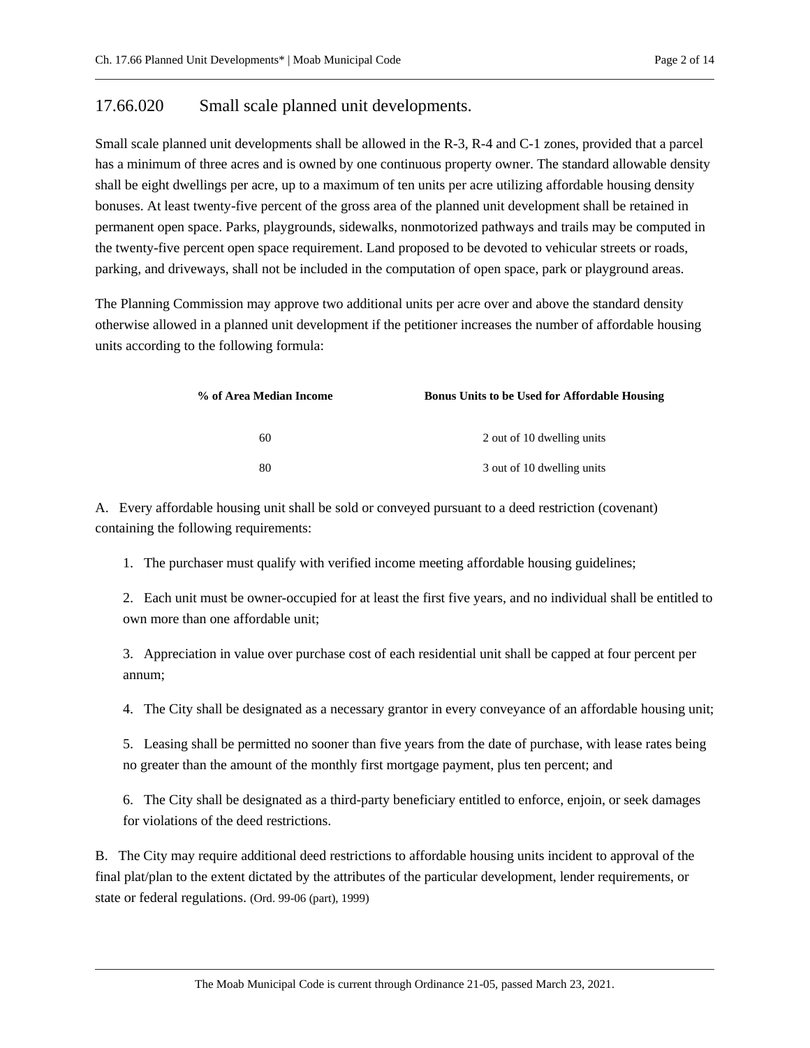## 17.66.020 Small scale planned unit developments.

Small scale planned unit developments shall be allowed in the R-3, R-4 and C-1 zones, provided that a parcel has a minimum of three acres and is owned by one continuous property owner. The standard allowable density shall be eight dwellings per acre, up to a maximum of ten units per acre utilizing affordable housing density bonuses. At least twenty-five percent of the gross area of the planned unit development shall be retained in permanent open space. Parks, playgrounds, sidewalks, nonmotorized pathways and trails may be computed in the twenty-five percent open space requirement. Land proposed to be devoted to vehicular streets or roads, parking, and driveways, shall not be included in the computation of open space, park or playground areas.

The Planning Commission may approve two additional units per acre over and above the standard density otherwise allowed in a planned unit development if the petitioner increases the number of affordable housing units according to the following formula:

| % of Area Median Income | Bonus Units to be Used for Affordable Housing |
|---|---|
| 60 | 2 out of 10 dwelling units |
| 80 | 3 out of 10 dwelling units |

A. Every affordable housing unit shall be sold or conveyed pursuant to a deed restriction (covenant) containing the following requirements:

1. The purchaser must qualify with verified income meeting affordable housing guidelines;

2. Each unit must be owner-occupied for at least the first five years, and no individual shall be entitled to own more than one affordable unit;

3. Appreciation in value over purchase cost of each residential unit shall be capped at four percent per annum;

4. The City shall be designated as a necessary grantor in every conveyance of an affordable housing unit;

5. Leasing shall be permitted no sooner than five years from the date of purchase, with lease rates being no greater than the amount of the monthly first mortgage payment, plus ten percent; and

6. The City shall be designated as a third-party beneficiary entitled to enforce, enjoin, or seek damages for violations of the deed restrictions.

B. The City may require additional deed restrictions to affordable housing units incident to approval of the final plat/plan to the extent dictated by the attributes of the particular development, lender requirements, or state or federal regulations. (Ord. 99-06 (part), 1999)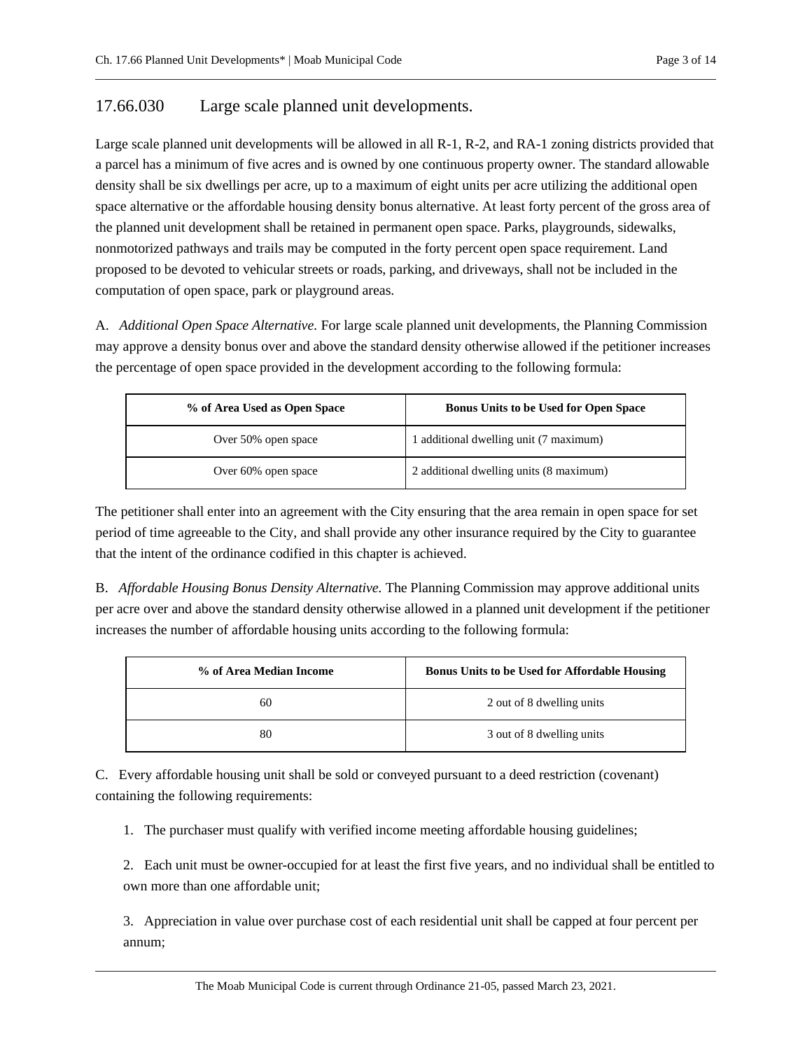## 17.66.030 Large scale planned unit developments.

Large scale planned unit developments will be allowed in all R-1, R-2, and RA-1 zoning districts provided that a parcel has a minimum of five acres and is owned by one continuous property owner. The standard allowable density shall be six dwellings per acre, up to a maximum of eight units per acre utilizing the additional open space alternative or the affordable housing density bonus alternative. At least forty percent of the gross area of the planned unit development shall be retained in permanent open space. Parks, playgrounds, sidewalks, nonmotorized pathways and trails may be computed in the forty percent open space requirement. Land proposed to be devoted to vehicular streets or roads, parking, and driveways, shall not be included in the computation of open space, park or playground areas.

A. *Additional Open Space Alternative.* For large scale planned unit developments, the Planning Commission may approve a density bonus over and above the standard density otherwise allowed if the petitioner increases the percentage of open space provided in the development according to the following formula:

| % of Area Used as Open Space | Bonus Units to be Used for Open Space |
|---|---|
| Over 50% open space | 1 additional dwelling unit (7 maximum) |
| Over 60% open space | 2 additional dwelling units (8 maximum) |

The petitioner shall enter into an agreement with the City ensuring that the area remain in open space for set period of time agreeable to the City, and shall provide any other insurance required by the City to guarantee that the intent of the ordinance codified in this chapter is achieved.

B. *Affordable Housing Bonus Density Alternative.* The Planning Commission may approve additional units per acre over and above the standard density otherwise allowed in a planned unit development if the petitioner increases the number of affordable housing units according to the following formula:

| % of Area Median Income | Bonus Units to be Used for Affordable Housing |
|---|---|
| 60 | 2 out of 8 dwelling units |
| 80 | 3 out of 8 dwelling units |

C. Every affordable housing unit shall be sold or conveyed pursuant to a deed restriction (covenant) containing the following requirements:

1. The purchaser must qualify with verified income meeting affordable housing guidelines;

2. Each unit must be owner-occupied for at least the first five years, and no individual shall be entitled to own more than one affordable unit;

3. Appreciation in value over purchase cost of each residential unit shall be capped at four percent per annum;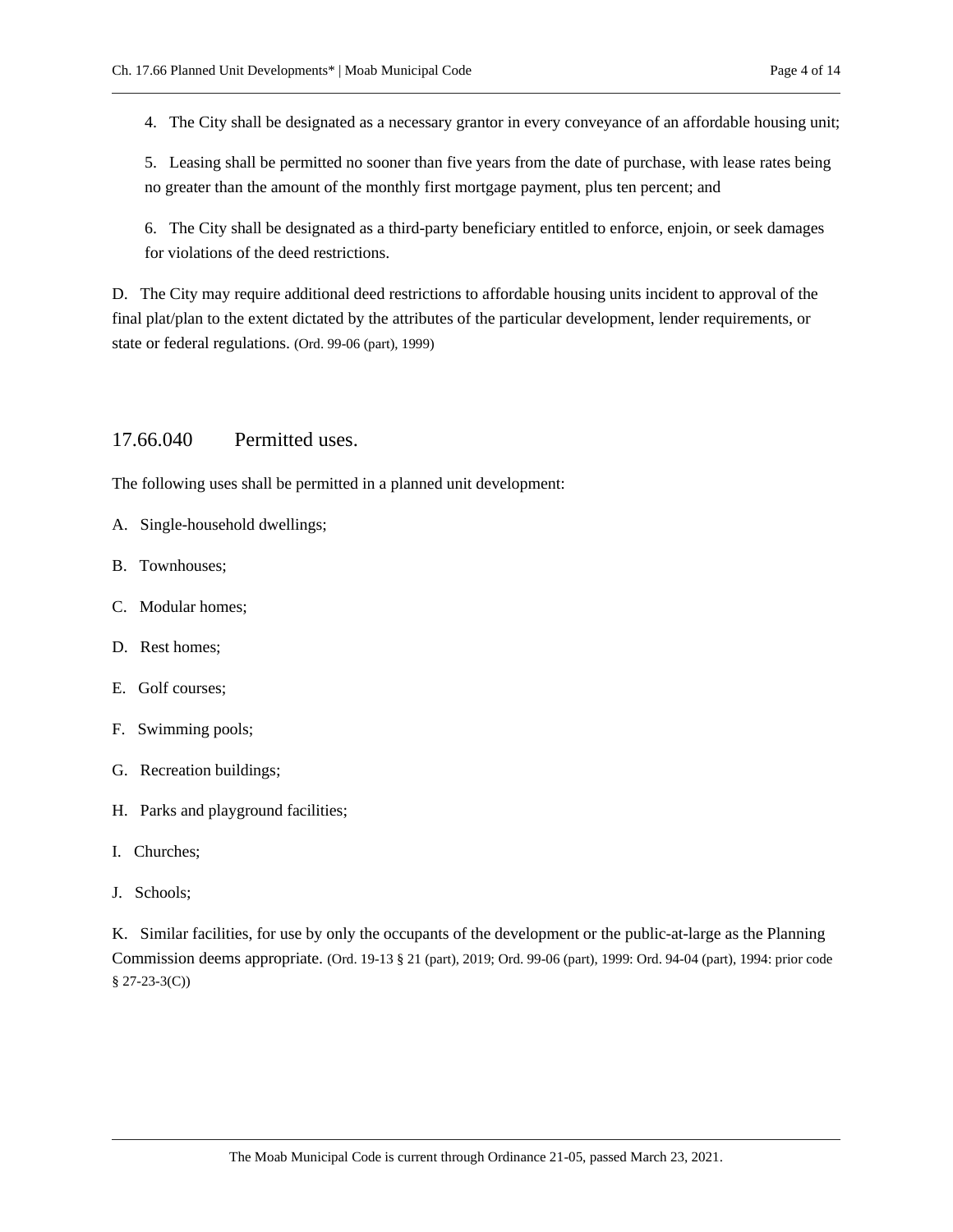4. The City shall be designated as a necessary grantor in every conveyance of an affordable housing unit;

5. Leasing shall be permitted no sooner than five years from the date of purchase, with lease rates being no greater than the amount of the monthly first mortgage payment, plus ten percent; and

6. The City shall be designated as a third-party beneficiary entitled to enforce, enjoin, or seek damages for violations of the deed restrictions.

D. The City may require additional deed restrictions to affordable housing units incident to approval of the final plat/plan to the extent dictated by the attributes of the particular development, lender requirements, or state or federal regulations. (Ord. 99-06 (part), 1999)

## 17.66.040 Permitted uses.

The following uses shall be permitted in a planned unit development:

A. Single-household dwellings;

B. Townhouses;

C. Modular homes;

D. Rest homes;

E. Golf courses;

F. Swimming pools;

G. Recreation buildings;

H. Parks and playground facilities;

I. Churches;

J. Schools;

K. Similar facilities, for use by only the occupants of the development or the public-at-large as the Planning Commission deems appropriate. (Ord. 19-13 § 21 (part), 2019; Ord. 99-06 (part), 1999: Ord. 94-04 (part), 1994: prior code § 27-23-3(C))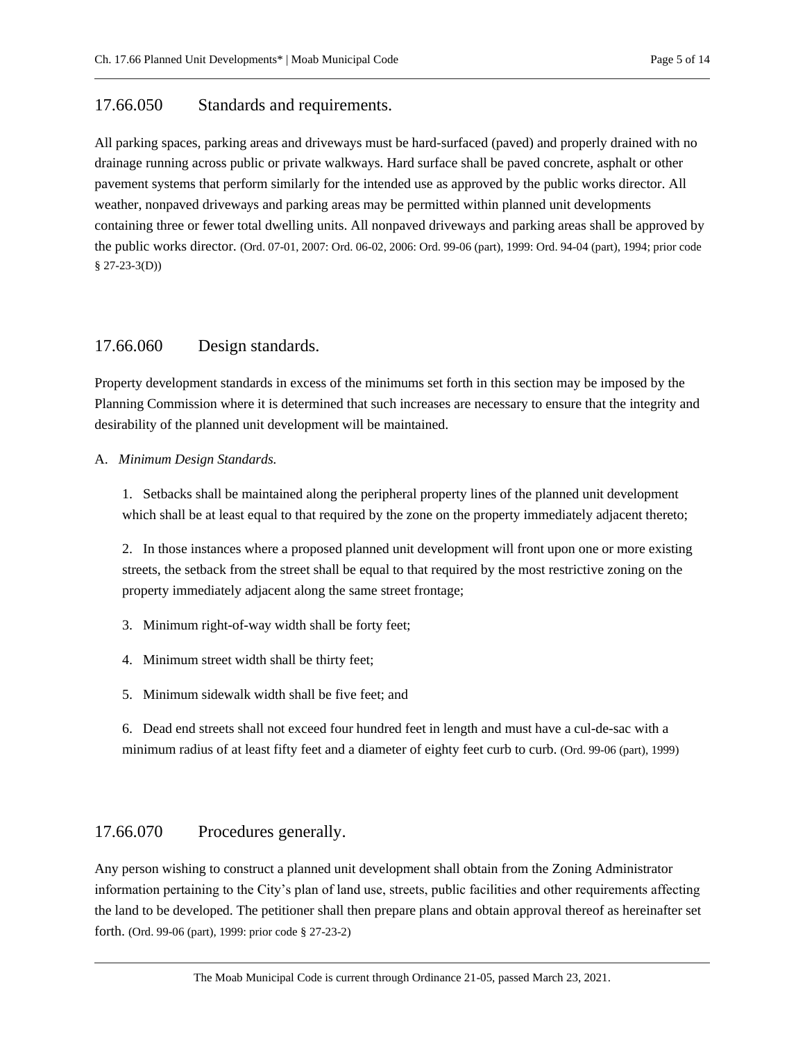## 17.66.050 Standards and requirements.

All parking spaces, parking areas and driveways must be hard-surfaced (paved) and properly drained with no drainage running across public or private walkways. Hard surface shall be paved concrete, asphalt or other pavement systems that perform similarly for the intended use as approved by the public works director. All weather, nonpaved driveways and parking areas may be permitted within planned unit developments containing three or fewer total dwelling units. All nonpaved driveways and parking areas shall be approved by the public works director. (Ord. 07-01, 2007: Ord. 06-02, 2006: Ord. 99-06 (part), 1999: Ord. 94-04 (part), 1994; prior code § 27-23-3(D))

## 17.66.060 Design standards.

Property development standards in excess of the minimums set forth in this section may be imposed by the Planning Commission where it is determined that such increases are necessary to ensure that the integrity and desirability of the planned unit development will be maintained.

A. *Minimum Design Standards.*

1. Setbacks shall be maintained along the peripheral property lines of the planned unit development which shall be at least equal to that required by the zone on the property immediately adjacent thereto;

2. In those instances where a proposed planned unit development will front upon one or more existing streets, the setback from the street shall be equal to that required by the most restrictive zoning on the property immediately adjacent along the same street frontage;

3. Minimum right-of-way width shall be forty feet;

4. Minimum street width shall be thirty feet;

5. Minimum sidewalk width shall be five feet; and

6. Dead end streets shall not exceed four hundred feet in length and must have a cul-de-sac with a minimum radius of at least fifty feet and a diameter of eighty feet curb to curb. (Ord. 99-06 (part), 1999)

## 17.66.070 Procedures generally.

Any person wishing to construct a planned unit development shall obtain from the Zoning Administrator information pertaining to the City's plan of land use, streets, public facilities and other requirements affecting the land to be developed. The petitioner shall then prepare plans and obtain approval thereof as hereinafter set forth. (Ord. 99-06 (part), 1999: prior code § 27-23-2)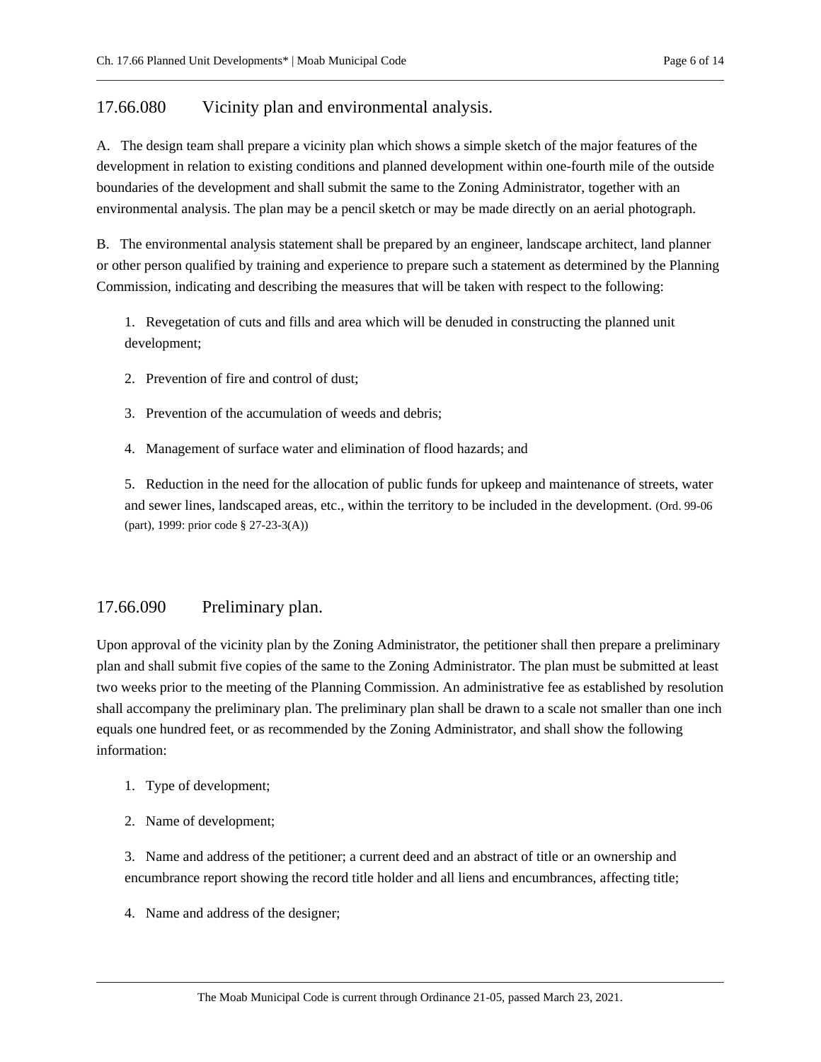## 17.66.080 Vicinity plan and environmental analysis.

A. The design team shall prepare a vicinity plan which shows a simple sketch of the major features of the development in relation to existing conditions and planned development within one-fourth mile of the outside boundaries of the development and shall submit the same to the Zoning Administrator, together with an environmental analysis. The plan may be a pencil sketch or may be made directly on an aerial photograph.

B. The environmental analysis statement shall be prepared by an engineer, landscape architect, land planner or other person qualified by training and experience to prepare such a statement as determined by the Planning Commission, indicating and describing the measures that will be taken with respect to the following:

1. Revegetation of cuts and fills and area which will be denuded in constructing the planned unit development;

2. Prevention of fire and control of dust;

3. Prevention of the accumulation of weeds and debris;

4. Management of surface water and elimination of flood hazards; and

5. Reduction in the need for the allocation of public funds for upkeep and maintenance of streets, water and sewer lines, landscaped areas, etc., within the territory to be included in the development. (Ord. 99-06 (part), 1999: prior code § 27-23-3(A))

## 17.66.090 Preliminary plan.

Upon approval of the vicinity plan by the Zoning Administrator, the petitioner shall then prepare a preliminary plan and shall submit five copies of the same to the Zoning Administrator. The plan must be submitted at least two weeks prior to the meeting of the Planning Commission. An administrative fee as established by resolution shall accompany the preliminary plan. The preliminary plan shall be drawn to a scale not smaller than one inch equals one hundred feet, or as recommended by the Zoning Administrator, and shall show the following information:

1. Type of development;

2. Name of development;

3. Name and address of the petitioner; a current deed and an abstract of title or an ownership and encumbrance report showing the record title holder and all liens and encumbrances, affecting title;

4. Name and address of the designer;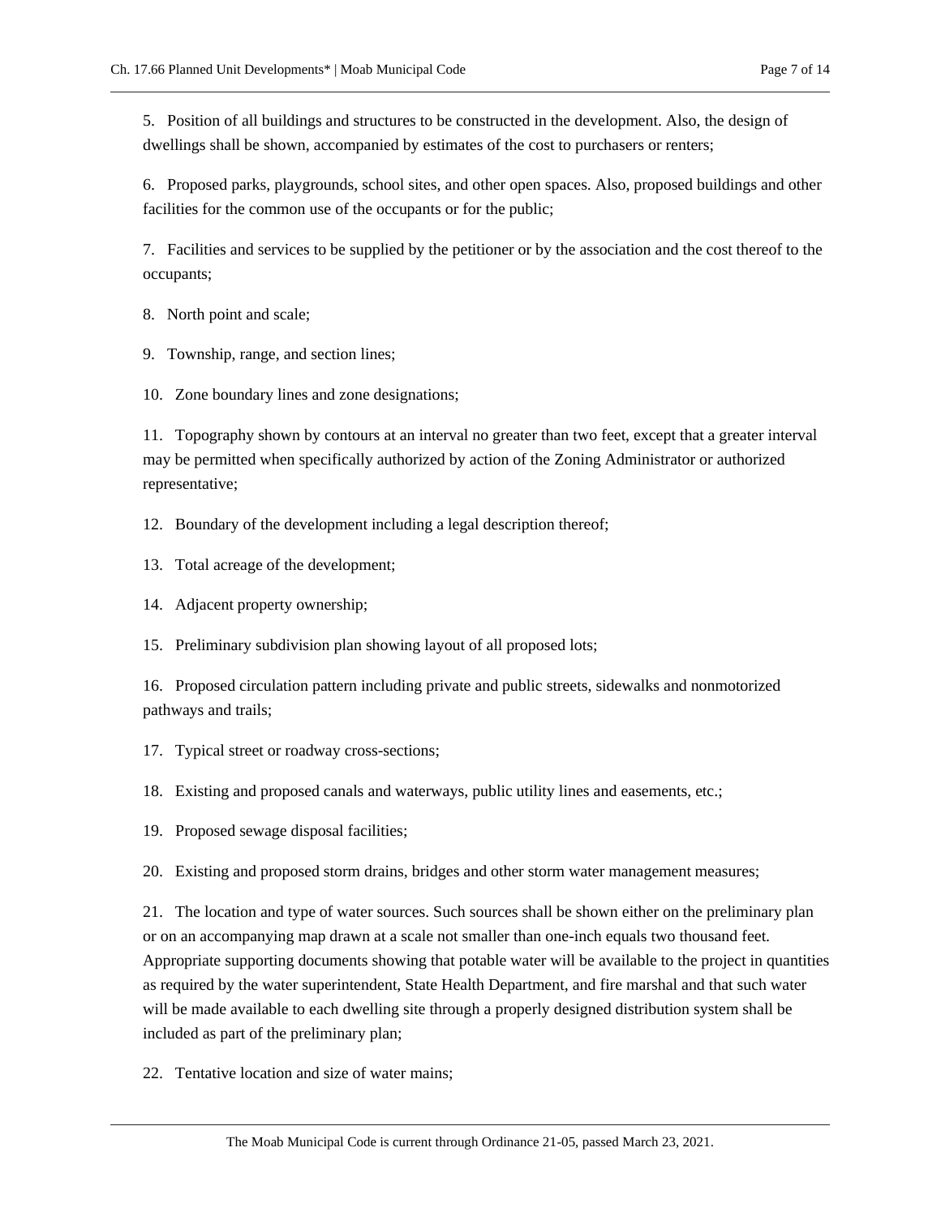5. Position of all buildings and structures to be constructed in the development. Also, the design of dwellings shall be shown, accompanied by estimates of the cost to purchasers or renters;

6. Proposed parks, playgrounds, school sites, and other open spaces. Also, proposed buildings and other facilities for the common use of the occupants or for the public;

7. Facilities and services to be supplied by the petitioner or by the association and the cost thereof to the occupants;

8. North point and scale;

9. Township, range, and section lines;

10. Zone boundary lines and zone designations;

11. Topography shown by contours at an interval no greater than two feet, except that a greater interval may be permitted when specifically authorized by action of the Zoning Administrator or authorized representative;

12. Boundary of the development including a legal description thereof;

13. Total acreage of the development;

14. Adjacent property ownership;

15. Preliminary subdivision plan showing layout of all proposed lots;

16. Proposed circulation pattern including private and public streets, sidewalks and nonmotorized pathways and trails;

17. Typical street or roadway cross-sections;

18. Existing and proposed canals and waterways, public utility lines and easements, etc.;

19. Proposed sewage disposal facilities;

20. Existing and proposed storm drains, bridges and other storm water management measures;

21. The location and type of water sources. Such sources shall be shown either on the preliminary plan or on an accompanying map drawn at a scale not smaller than one-inch equals two thousand feet. Appropriate supporting documents showing that potable water will be available to the project in quantities as required by the water superintendent, State Health Department, and fire marshal and that such water will be made available to each dwelling site through a properly designed distribution system shall be included as part of the preliminary plan;

22. Tentative location and size of water mains;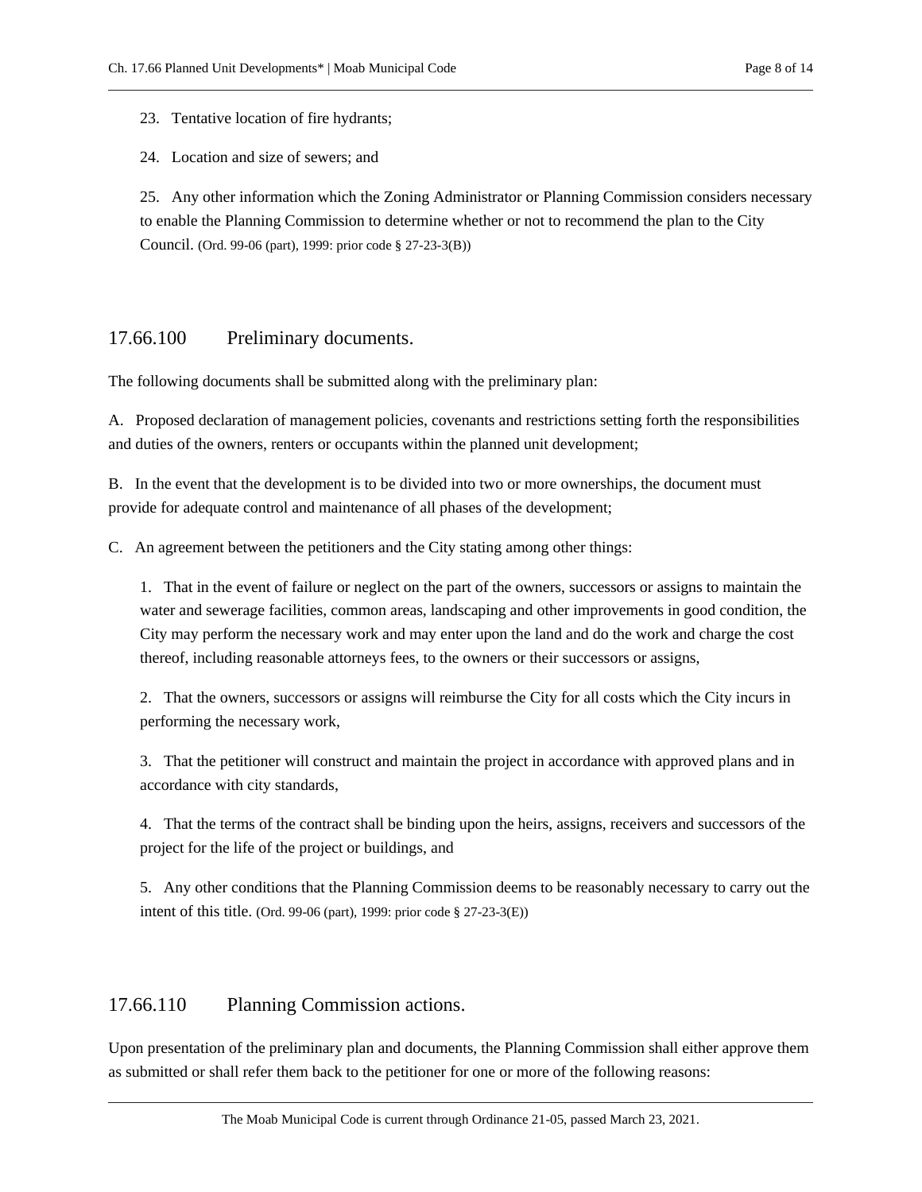23. Tentative location of fire hydrants;

24. Location and size of sewers; and

25. Any other information which the Zoning Administrator or Planning Commission considers necessary to enable the Planning Commission to determine whether or not to recommend the plan to the City Council. (Ord. 99-06 (part), 1999: prior code § 27-23-3(B))

## 17.66.100 Preliminary documents.

The following documents shall be submitted along with the preliminary plan:

A. Proposed declaration of management policies, covenants and restrictions setting forth the responsibilities and duties of the owners, renters or occupants within the planned unit development;

B. In the event that the development is to be divided into two or more ownerships, the document must provide for adequate control and maintenance of all phases of the development;

C. An agreement between the petitioners and the City stating among other things:

1. That in the event of failure or neglect on the part of the owners, successors or assigns to maintain the water and sewerage facilities, common areas, landscaping and other improvements in good condition, the City may perform the necessary work and may enter upon the land and do the work and charge the cost thereof, including reasonable attorneys fees, to the owners or their successors or assigns,

2. That the owners, successors or assigns will reimburse the City for all costs which the City incurs in performing the necessary work,

3. That the petitioner will construct and maintain the project in accordance with approved plans and in accordance with city standards,

4. That the terms of the contract shall be binding upon the heirs, assigns, receivers and successors of the project for the life of the project or buildings, and

5. Any other conditions that the Planning Commission deems to be reasonably necessary to carry out the intent of this title. (Ord. 99-06 (part), 1999: prior code § 27-23-3(E))

## 17.66.110 Planning Commission actions.

Upon presentation of the preliminary plan and documents, the Planning Commission shall either approve them as submitted or shall refer them back to the petitioner for one or more of the following reasons: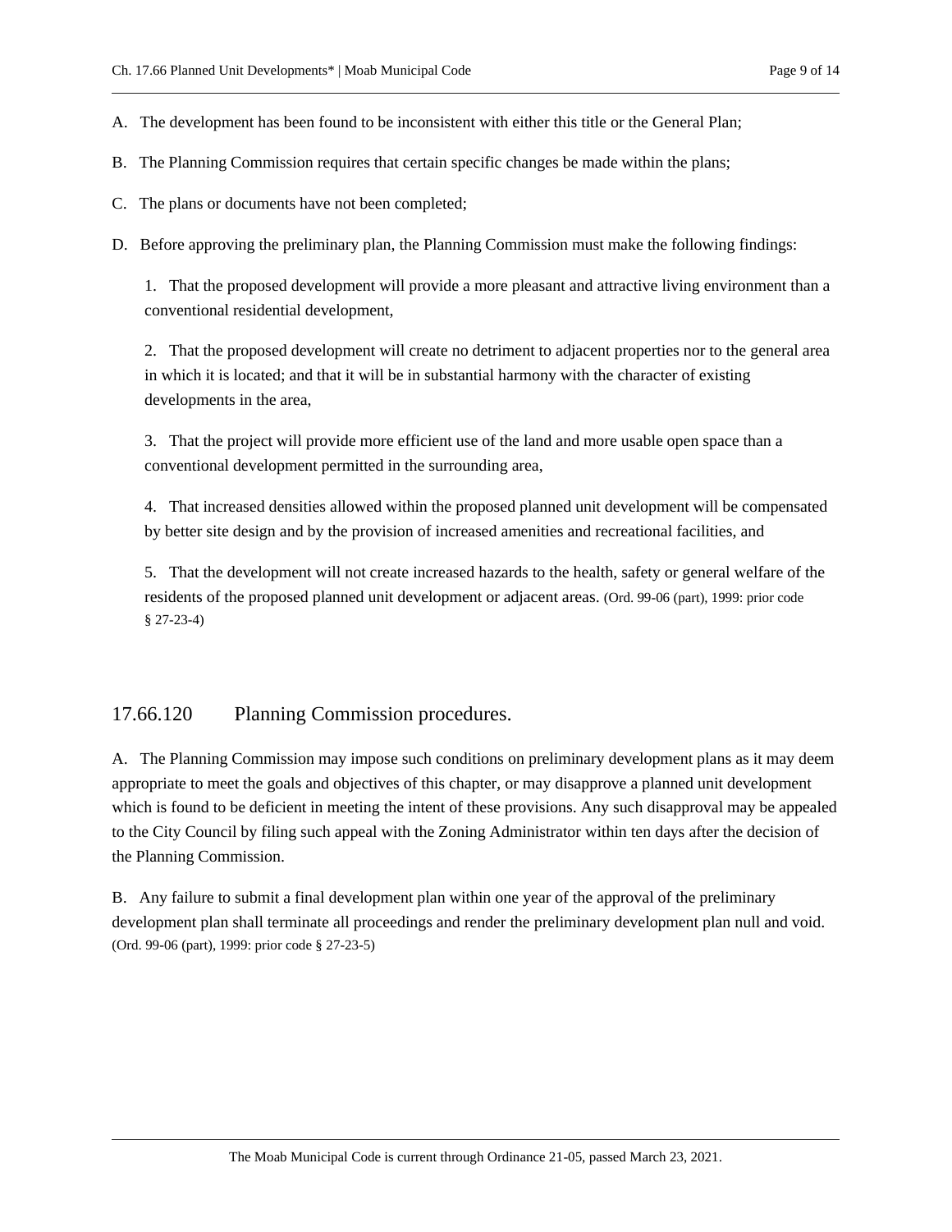A. The development has been found to be inconsistent with either this title or the General Plan;

B. The Planning Commission requires that certain specific changes be made within the plans;

C. The plans or documents have not been completed;

D. Before approving the preliminary plan, the Planning Commission must make the following findings:

1. That the proposed development will provide a more pleasant and attractive living environment than a conventional residential development,

2. That the proposed development will create no detriment to adjacent properties nor to the general area in which it is located; and that it will be in substantial harmony with the character of existing developments in the area,

3. That the project will provide more efficient use of the land and more usable open space than a conventional development permitted in the surrounding area,

4. That increased densities allowed within the proposed planned unit development will be compensated by better site design and by the provision of increased amenities and recreational facilities, and

5. That the development will not create increased hazards to the health, safety or general welfare of the residents of the proposed planned unit development or adjacent areas. (Ord. 99-06 (part), 1999: prior code § 27-23-4)

## 17.66.120 Planning Commission procedures.

A. The Planning Commission may impose such conditions on preliminary development plans as it may deem appropriate to meet the goals and objectives of this chapter, or may disapprove a planned unit development which is found to be deficient in meeting the intent of these provisions. Any such disapproval may be appealed to the City Council by filing such appeal with the Zoning Administrator within ten days after the decision of the Planning Commission.

B. Any failure to submit a final development plan within one year of the approval of the preliminary development plan shall terminate all proceedings and render the preliminary development plan null and void. (Ord. 99-06 (part), 1999: prior code § 27-23-5)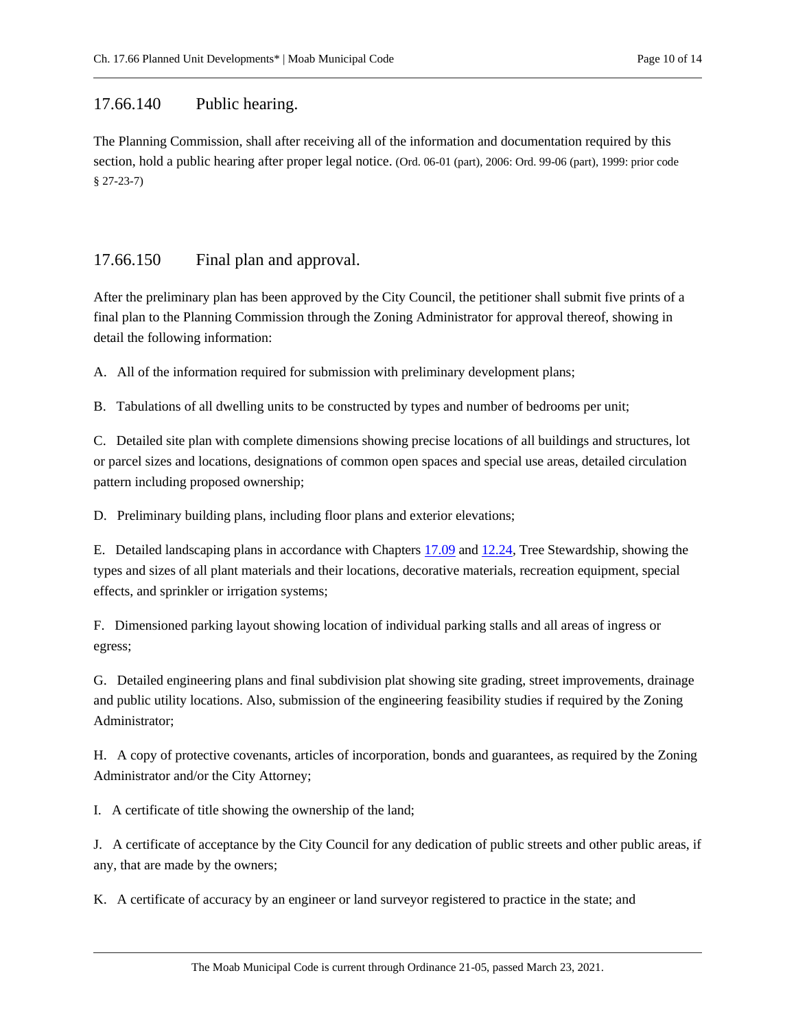## 17.66.140 Public hearing.

The Planning Commission, shall after receiving all of the information and documentation required by this section, hold a public hearing after proper legal notice. (Ord. 06-01 (part), 2006: Ord. 99-06 (part), 1999: prior code § 27-23-7)

## 17.66.150 Final plan and approval.

After the preliminary plan has been approved by the City Council, the petitioner shall submit five prints of a final plan to the Planning Commission through the Zoning Administrator for approval thereof, showing in detail the following information:

A. All of the information required for submission with preliminary development plans;

B. Tabulations of all dwelling units to be constructed by types and number of bedrooms per unit;

C. Detailed site plan with complete dimensions showing precise locations of all buildings and structures, lot or parcel sizes and locations, designations of common open spaces and special use areas, detailed circulation pattern including proposed ownership;

D. Preliminary building plans, including floor plans and exterior elevations;

E. Detailed landscaping plans in accordance with Chapters 17.09 and 12.24, Tree Stewardship, showing the types and sizes of all plant materials and their locations, decorative materials, recreation equipment, special effects, and sprinkler or irrigation systems;

F. Dimensioned parking layout showing location of individual parking stalls and all areas of ingress or egress;

G. Detailed engineering plans and final subdivision plat showing site grading, street improvements, drainage and public utility locations. Also, submission of the engineering feasibility studies if required by the Zoning Administrator;

H. A copy of protective covenants, articles of incorporation, bonds and guarantees, as required by the Zoning Administrator and/or the City Attorney;

I. A certificate of title showing the ownership of the land;

J. A certificate of acceptance by the City Council for any dedication of public streets and other public areas, if any, that are made by the owners;

K. A certificate of accuracy by an engineer or land surveyor registered to practice in the state; and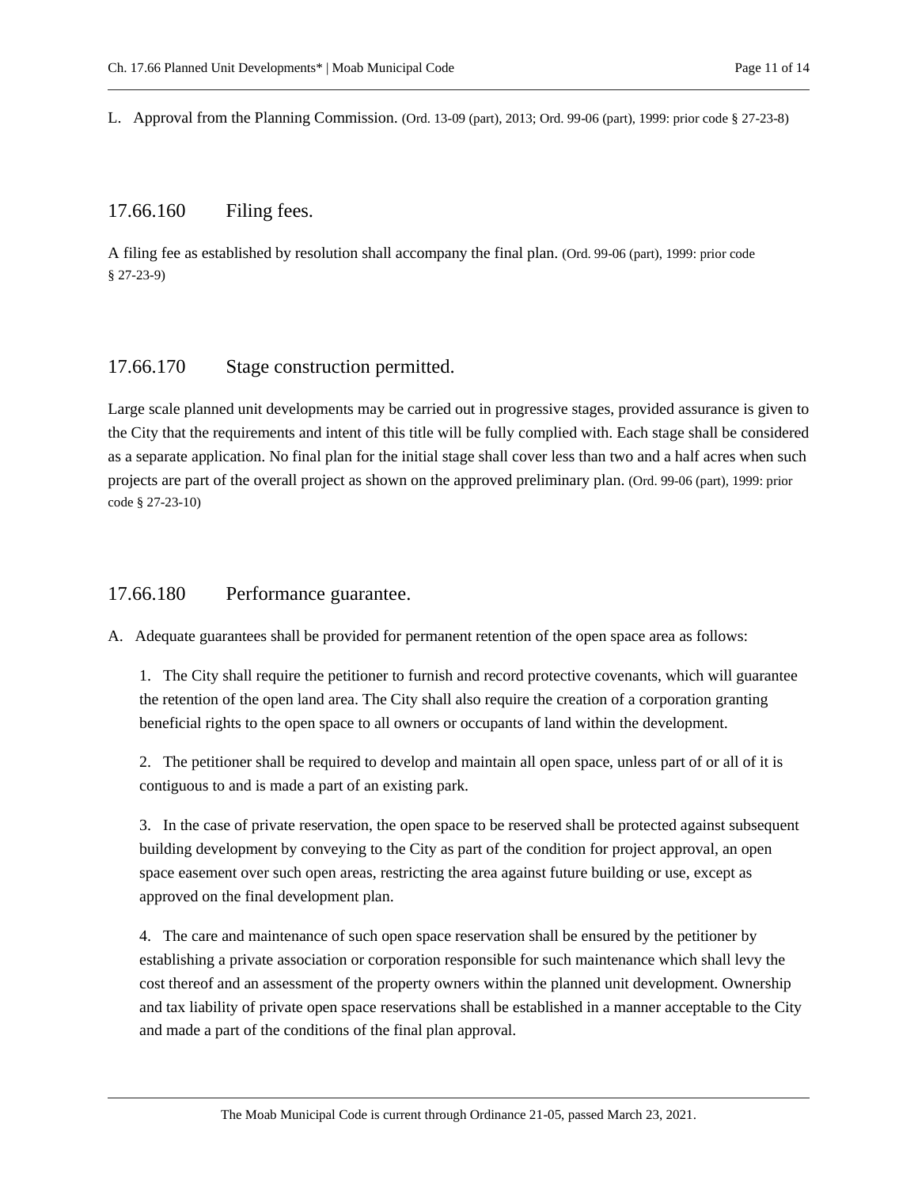L. Approval from the Planning Commission. (Ord. 13-09 (part), 2013; Ord. 99-06 (part), 1999: prior code § 27-23-8)

## 17.66.160 Filing fees.

A filing fee as established by resolution shall accompany the final plan. (Ord. 99-06 (part), 1999: prior code § 27-23-9)

## 17.66.170 Stage construction permitted.

Large scale planned unit developments may be carried out in progressive stages, provided assurance is given to the City that the requirements and intent of this title will be fully complied with. Each stage shall be considered as a separate application. No final plan for the initial stage shall cover less than two and a half acres when such projects are part of the overall project as shown on the approved preliminary plan. (Ord. 99-06 (part), 1999: prior code § 27-23-10)

## 17.66.180 Performance guarantee.

A. Adequate guarantees shall be provided for permanent retention of the open space area as follows:

1. The City shall require the petitioner to furnish and record protective covenants, which will guarantee the retention of the open land area. The City shall also require the creation of a corporation granting beneficial rights to the open space to all owners or occupants of land within the development.

2. The petitioner shall be required to develop and maintain all open space, unless part of or all of it is contiguous to and is made a part of an existing park.

3. In the case of private reservation, the open space to be reserved shall be protected against subsequent building development by conveying to the City as part of the condition for project approval, an open space easement over such open areas, restricting the area against future building or use, except as approved on the final development plan.

4. The care and maintenance of such open space reservation shall be ensured by the petitioner by establishing a private association or corporation responsible for such maintenance which shall levy the cost thereof and an assessment of the property owners within the planned unit development. Ownership and tax liability of private open space reservations shall be established in a manner acceptable to the City and made a part of the conditions of the final plan approval.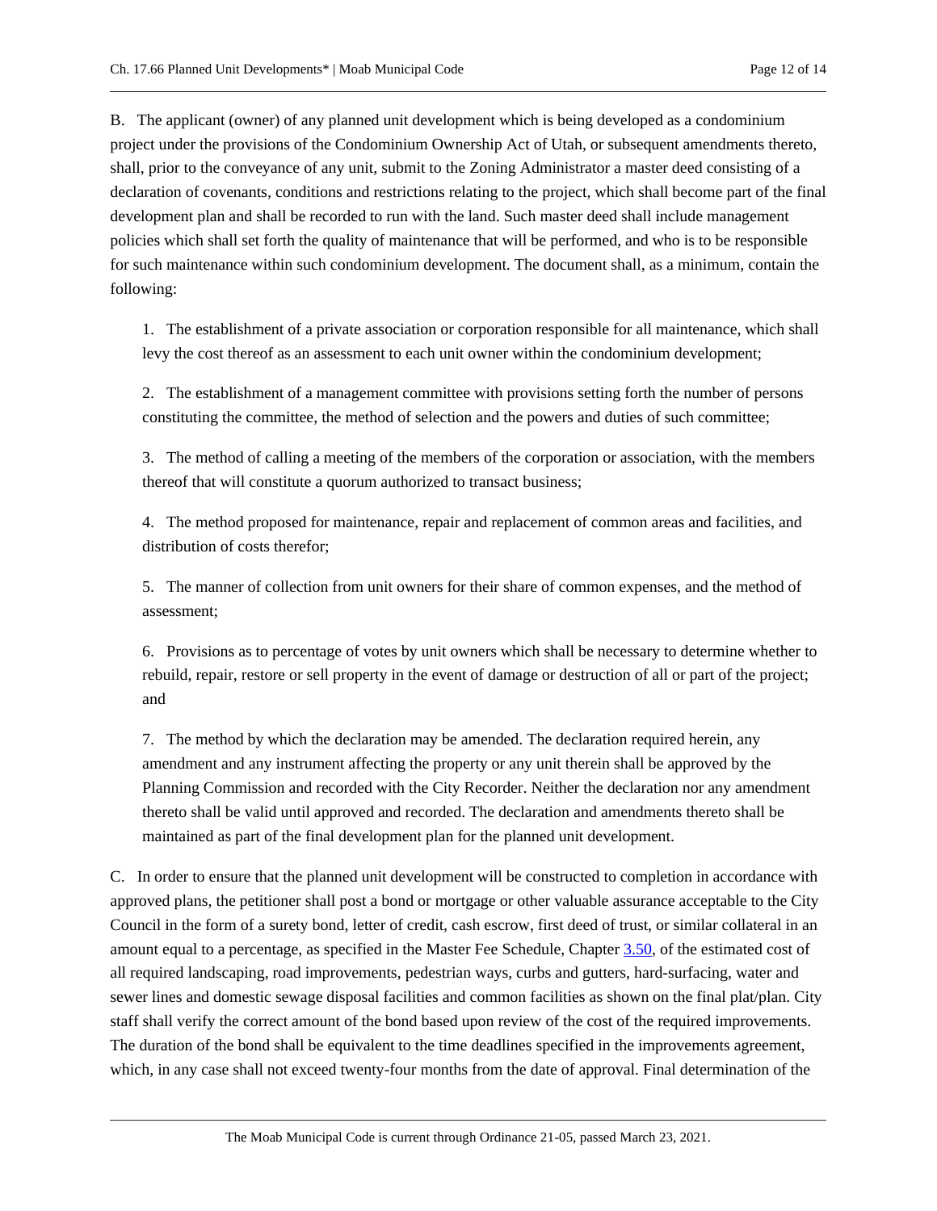B. The applicant (owner) of any planned unit development which is being developed as a condominium project under the provisions of the Condominium Ownership Act of Utah, or subsequent amendments thereto, shall, prior to the conveyance of any unit, submit to the Zoning Administrator a master deed consisting of a declaration of covenants, conditions and restrictions relating to the project, which shall become part of the final development plan and shall be recorded to run with the land. Such master deed shall include management policies which shall set forth the quality of maintenance that will be performed, and who is to be responsible for such maintenance within such condominium development. The document shall, as a minimum, contain the following:

1. The establishment of a private association or corporation responsible for all maintenance, which shall levy the cost thereof as an assessment to each unit owner within the condominium development;

2. The establishment of a management committee with provisions setting forth the number of persons constituting the committee, the method of selection and the powers and duties of such committee;

3. The method of calling a meeting of the members of the corporation or association, with the members thereof that will constitute a quorum authorized to transact business;

4. The method proposed for maintenance, repair and replacement of common areas and facilities, and distribution of costs therefor;

5. The manner of collection from unit owners for their share of common expenses, and the method of assessment;

6. Provisions as to percentage of votes by unit owners which shall be necessary to determine whether to rebuild, repair, restore or sell property in the event of damage or destruction of all or part of the project; and

7. The method by which the declaration may be amended. The declaration required herein, any amendment and any instrument affecting the property or any unit therein shall be approved by the Planning Commission and recorded with the City Recorder. Neither the declaration nor any amendment thereto shall be valid until approved and recorded. The declaration and amendments thereto shall be maintained as part of the final development plan for the planned unit development.

C. In order to ensure that the planned unit development will be constructed to completion in accordance with approved plans, the petitioner shall post a bond or mortgage or other valuable assurance acceptable to the City Council in the form of a surety bond, letter of credit, cash escrow, first deed of trust, or similar collateral in an amount equal to a percentage, as specified in the Master Fee Schedule, Chapter 3.50, of the estimated cost of all required landscaping, road improvements, pedestrian ways, curbs and gutters, hard-surfacing, water and sewer lines and domestic sewage disposal facilities and common facilities as shown on the final plat/plan. City staff shall verify the correct amount of the bond based upon review of the cost of the required improvements. The duration of the bond shall be equivalent to the time deadlines specified in the improvements agreement, which, in any case shall not exceed twenty-four months from the date of approval. Final determination of the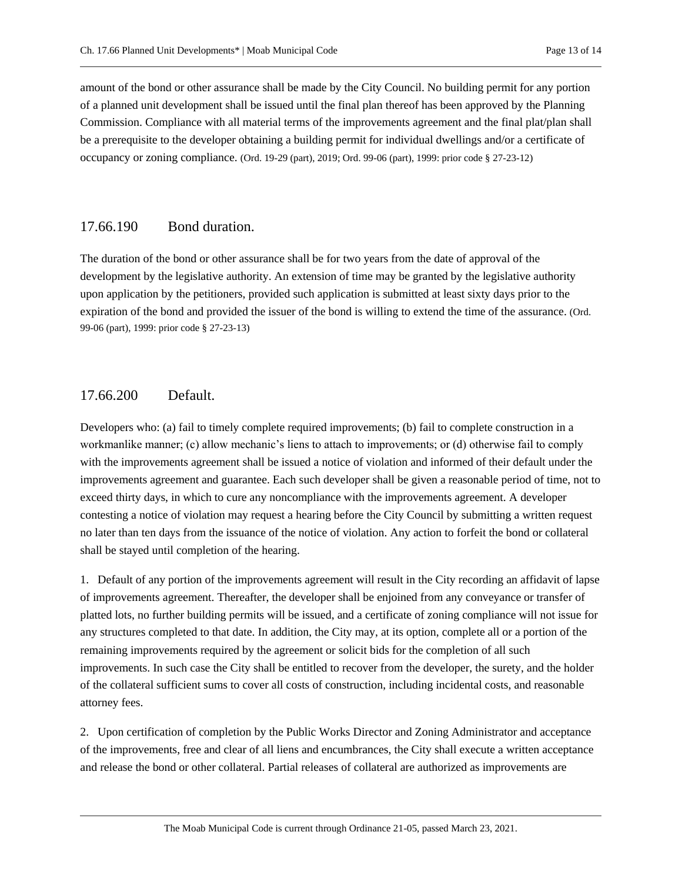amount of the bond or other assurance shall be made by the City Council. No building permit for any portion of a planned unit development shall be issued until the final plan thereof has been approved by the Planning Commission. Compliance with all material terms of the improvements agreement and the final plat/plan shall be a prerequisite to the developer obtaining a building permit for individual dwellings and/or a certificate of occupancy or zoning compliance. (Ord. 19-29 (part), 2019; Ord. 99-06 (part), 1999: prior code § 27-23-12)

## 17.66.190 Bond duration.

The duration of the bond or other assurance shall be for two years from the date of approval of the development by the legislative authority. An extension of time may be granted by the legislative authority upon application by the petitioners, provided such application is submitted at least sixty days prior to the expiration of the bond and provided the issuer of the bond is willing to extend the time of the assurance. (Ord. 99-06 (part), 1999: prior code § 27-23-13)

## 17.66.200 Default.

Developers who: (a) fail to timely complete required improvements; (b) fail to complete construction in a workmanlike manner; (c) allow mechanic's liens to attach to improvements; or (d) otherwise fail to comply with the improvements agreement shall be issued a notice of violation and informed of their default under the improvements agreement and guarantee. Each such developer shall be given a reasonable period of time, not to exceed thirty days, in which to cure any noncompliance with the improvements agreement. A developer contesting a notice of violation may request a hearing before the City Council by submitting a written request no later than ten days from the issuance of the notice of violation. Any action to forfeit the bond or collateral shall be stayed until completion of the hearing.

1. Default of any portion of the improvements agreement will result in the City recording an affidavit of lapse of improvements agreement. Thereafter, the developer shall be enjoined from any conveyance or transfer of platted lots, no further building permits will be issued, and a certificate of zoning compliance will not issue for any structures completed to that date. In addition, the City may, at its option, complete all or a portion of the remaining improvements required by the agreement or solicit bids for the completion of all such improvements. In such case the City shall be entitled to recover from the developer, the surety, and the holder of the collateral sufficient sums to cover all costs of construction, including incidental costs, and reasonable attorney fees.

2. Upon certification of completion by the Public Works Director and Zoning Administrator and acceptance of the improvements, free and clear of all liens and encumbrances, the City shall execute a written acceptance and release the bond or other collateral. Partial releases of collateral are authorized as improvements are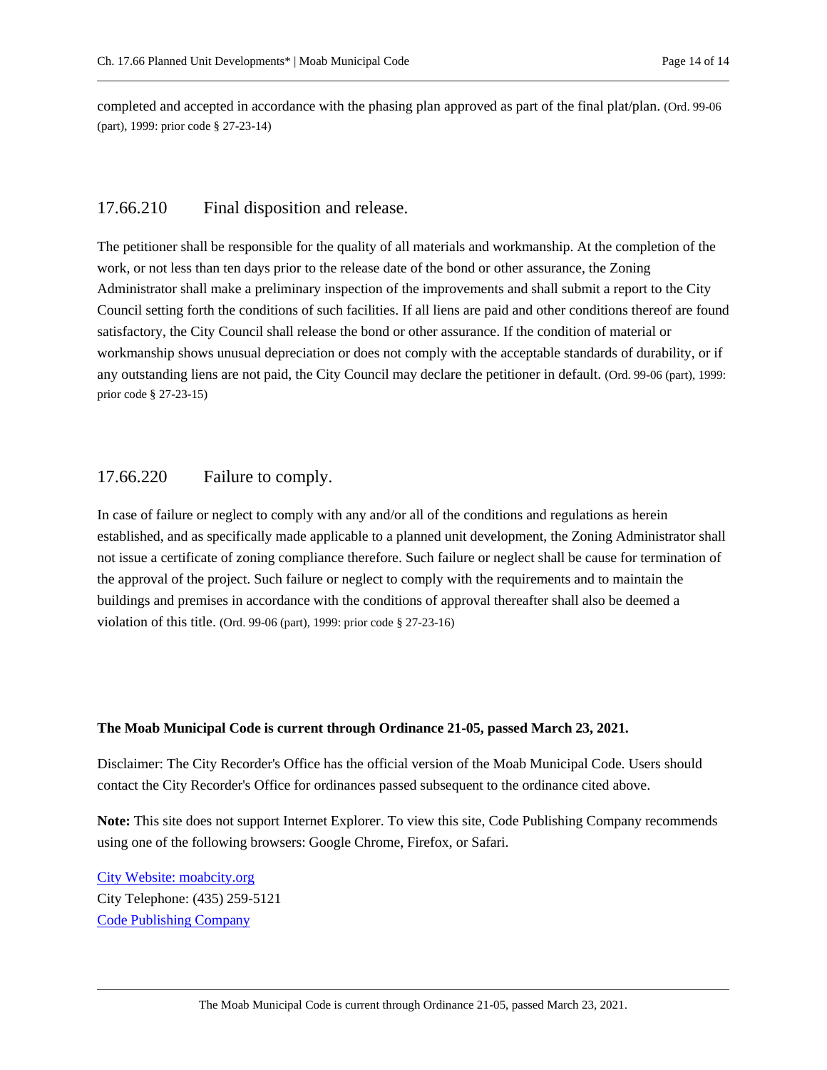completed and accepted in accordance with the phasing plan approved as part of the final plat/plan. (Ord. 99-06 (part), 1999: prior code § 27-23-14)

## 17.66.210 Final disposition and release.

The petitioner shall be responsible for the quality of all materials and workmanship. At the completion of the work, or not less than ten days prior to the release date of the bond or other assurance, the Zoning Administrator shall make a preliminary inspection of the improvements and shall submit a report to the City Council setting forth the conditions of such facilities. If all liens are paid and other conditions thereof are found satisfactory, the City Council shall release the bond or other assurance. If the condition of material or workmanship shows unusual depreciation or does not comply with the acceptable standards of durability, or if any outstanding liens are not paid, the City Council may declare the petitioner in default. (Ord. 99-06 (part), 1999: prior code § 27-23-15)

## 17.66.220 Failure to comply.

In case of failure or neglect to comply with any and/or all of the conditions and regulations as herein established, and as specifically made applicable to a planned unit development, the Zoning Administrator shall not issue a certificate of zoning compliance therefore. Such failure or neglect shall be cause for termination of the approval of the project. Such failure or neglect to comply with the requirements and to maintain the buildings and premises in accordance with the conditions of approval thereafter shall also be deemed a violation of this title. (Ord. 99-06 (part), 1999: prior code § 27-23-16)

**The Moab Municipal Code is current through Ordinance 21-05, passed March 23, 2021.**

Disclaimer: The City Recorder's Office has the official version of the Moab Municipal Code. Users should contact the City Recorder's Office for ordinances passed subsequent to the ordinance cited above.

**Note:** This site does not support Internet Explorer. To view this site, Code Publishing Company recommends using one of the following browsers: Google Chrome, Firefox, or Safari.

City Website: moabcity.org
City Telephone: (435) 259-5121
Code Publishing Company